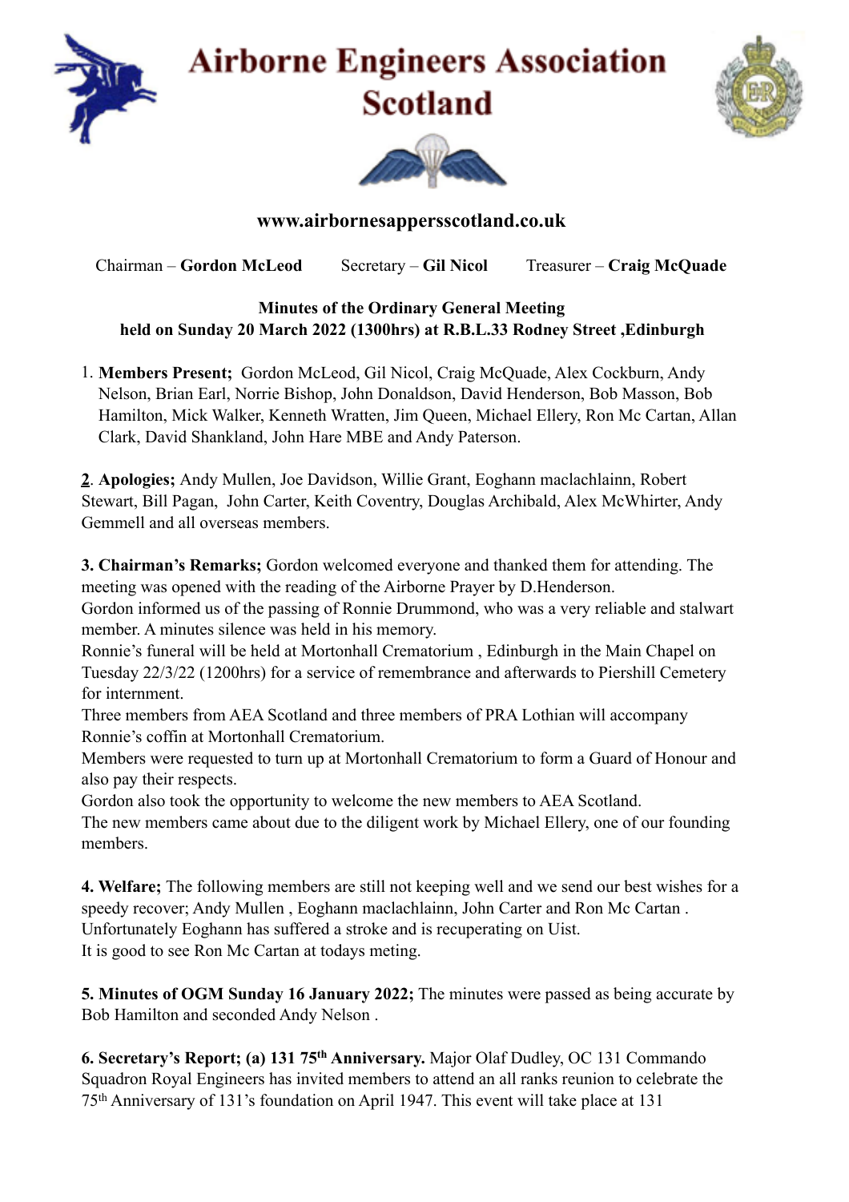# Airborne Engineers Association Scotland

**www.airbornesappersscotland.co.uk**

Chairman – **Gordon McLeod** Secretary – **Gil Nicol** Treasurer – **Craig McQuade**

**Minutes of the Ordinary General Meeting held on Sunday 20 March 2022 (1300hrs) at R.B.L.33 Rodney Street ,Edinburgh**

1. **Members Present;** Gordon McLeod, Gil Nicol, Craig McQuade, Alex Cockburn, Andy Nelson, Brian Earl, Norrie Bishop, John Donaldson, David Henderson, Bob Masson, Bob Hamilton, Mick Walker, Kenneth Wratten, Jim Queen, Michael Ellery, Ron Mc Cartan, Allan Clark, David Shankland, John Hare MBE and Andy Paterson.

**2**. **Apologies;** Andy Mullen, Joe Davidson, Willie Grant, Eoghann maclachlainn, Robert Stewart, Bill Pagan, John Carter, Keith Coventry, Douglas Archibald, Alex McWhirter, Andy Gemmell and all overseas members.

**3. Chairman's Remarks;** Gordon welcomed everyone and thanked them for attending. The meeting was opened with the reading of the Airborne Prayer by D.Henderson.
Gordon informed us of the passing of Ronnie Drummond, who was a very reliable and stalwart member. A minutes silence was held in his memory.
Ronnie's funeral will be held at Mortonhall Crematorium , Edinburgh in the Main Chapel on Tuesday 22/3/22 (1200hrs) for a service of remembrance and afterwards to Piershill Cemetery for internment.
Three members from AEA Scotland and three members of PRA Lothian will accompany Ronnie's coffin at Mortonhall Crematorium.
Members were requested to turn up at Mortonhall Crematorium to form a Guard of Honour and also pay their respects.
Gordon also took the opportunity to welcome the new members to AEA Scotland.
The new members came about due to the diligent work by Michael Ellery, one of our founding members.

**4. Welfare;** The following members are still not keeping well and we send our best wishes for a speedy recover; Andy Mullen , Eoghann maclachlainn, John Carter and Ron Mc Cartan .
Unfortunately Eoghann has suffered a stroke and is recuperating on Uist.
It is good to see Ron Mc Cartan at todays meting.

**5. Minutes of OGM Sunday 16 January 2022;** The minutes were passed as being accurate by Bob Hamilton and seconded Andy Nelson .

**6. Secretary's Report; (a) 131 75th Anniversary.** Major Olaf Dudley, OC 131 Commando Squadron Royal Engineers has invited members to attend an all ranks reunion to celebrate the 75th Anniversary of 131's foundation on April 1947. This event will take place at 131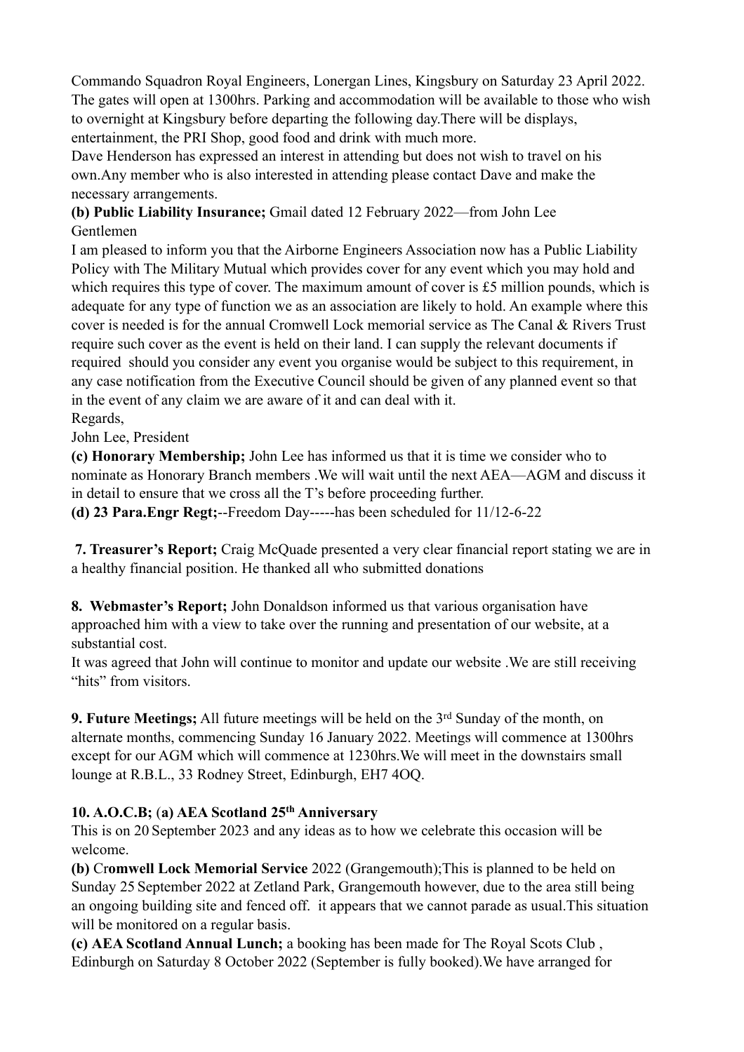Commando Squadron Royal Engineers, Lonergan Lines, Kingsbury on Saturday 23 April 2022. The gates will open at 1300hrs. Parking and accommodation will be available to those who wish to overnight at Kingsbury before departing the following day.There will be displays, entertainment, the PRI Shop, good food and drink with much more.

Dave Henderson has expressed an interest in attending but does not wish to travel on his own.Any member who is also interested in attending please contact Dave and make the necessary arrangements.

**(b) Public Liability Insurance;** Gmail dated 12 February 2022—from John Lee

Gentlemen

I am pleased to inform you that the Airborne Engineers Association now has a Public Liability Policy with The Military Mutual which provides cover for any event which you may hold and which requires this type of cover. The maximum amount of cover is £5 million pounds, which is adequate for any type of function we as an association are likely to hold. An example where this cover is needed is for the annual Cromwell Lock memorial service as The Canal & Rivers Trust require such cover as the event is held on their land. I can supply the relevant documents if required should you consider any event you organise would be subject to this requirement, in any case notification from the Executive Council should be given of any planned event so that in the event of any claim we are aware of it and can deal with it.

Regards,

John Lee, President

**(c) Honorary Membership;** John Lee has informed us that it is time we consider who to nominate as Honorary Branch members .We will wait until the next AEA—AGM and discuss it in detail to ensure that we cross all the T's before proceeding further.

**(d) 23 Para.Engr Regt;**--Freedom Day-----has been scheduled for 11/12-6-22

**7. Treasurer's Report;** Craig McQuade presented a very clear financial report stating we are in a healthy financial position. He thanked all who submitted donations

**8. Webmaster's Report;** John Donaldson informed us that various organisation have approached him with a view to take over the running and presentation of our website, at a substantial cost.

It was agreed that John will continue to monitor and update our website .We are still receiving "hits" from visitors.

**9. Future Meetings;** All future meetings will be held on the 3rd Sunday of the month, on alternate months, commencing Sunday 16 January 2022. Meetings will commence at 1300hrs except for our AGM which will commence at 1230hrs.We will meet in the downstairs small lounge at R.B.L., 33 Rodney Street, Edinburgh, EH7 4OQ.

**10. A.O.C.B; (a) AEA Scotland 25th Anniversary**

This is on 20 September 2023 and any ideas as to how we celebrate this occasion will be welcome.

**(b)** C**romwell Lock Memorial Service** 2022 (Grangemouth);This is planned to be held on Sunday 25 September 2022 at Zetland Park, Grangemouth however, due to the area still being an ongoing building site and fenced off. it appears that we cannot parade as usual.This situation will be monitored on a regular basis.

**(c) AEA Scotland Annual Lunch;** a booking has been made for The Royal Scots Club , Edinburgh on Saturday 8 October 2022 (September is fully booked).We have arranged for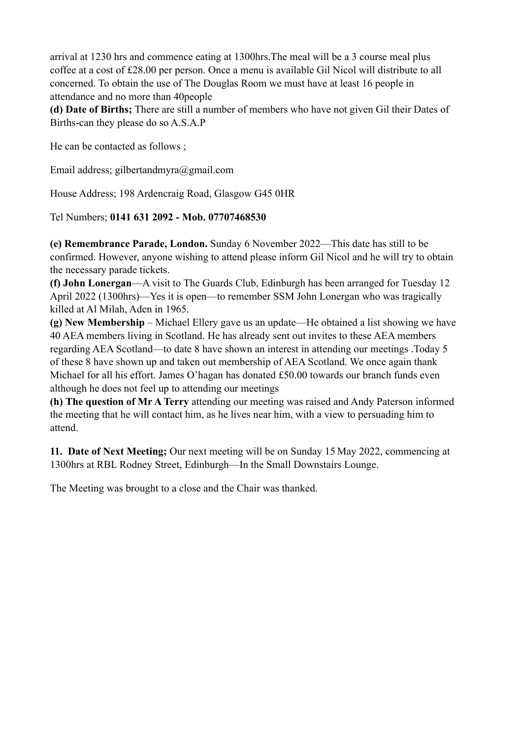arrival at 1230 hrs and commence eating at 1300hrs.The meal will be a 3 course meal plus coffee at a cost of £28.00 per person. Once a menu is available Gil Nicol will distribute to all concerned. To obtain the use of The Douglas Room we must have at least 16 people in attendance and no more than 40people

**(d) Date of Births;** There are still a number of members who have not given Gil their Dates of Births-can they please do so A.S.A.P

He can be contacted as follows ;

Email address; gilbertandmyra@gmail.com

House Address; 198 Ardencraig Road, Glasgow G45 0HR

Tel Numbers; **0141 631 2092 - Mob. 07707468530**

**(e) Remembrance Parade, London.** Sunday 6 November 2022—This date has still to be confirmed. However, anyone wishing to attend please inform Gil Nicol and he will try to obtain the necessary parade tickets.

**(f) John Lonergan**—A visit to The Guards Club, Edinburgh has been arranged for Tuesday 12 April 2022 (1300hrs)—Yes it is open—to remember SSM John Lonergan who was tragically killed at Al Milah, Aden in 1965.

**(g) New Membership** – Michael Ellery gave us an update—He obtained a list showing we have 40 AEA members living in Scotland. He has already sent out invites to these AEA members regarding AEA Scotland—to date 8 have shown an interest in attending our meetings .Today 5 of these 8 have shown up and taken out membership of AEA Scotland. We once again thank Michael for all his effort. James O'hagan has donated £50.00 towards our branch funds even although he does not feel up to attending our meetings

**(h) The question of Mr A Terry** attending our meeting was raised and Andy Paterson informed the meeting that he will contact him, as he lives near him, with a view to persuading him to attend.

**11. Date of Next Meeting;** Our next meeting will be on Sunday 15 May 2022, commencing at 1300hrs at RBL Rodney Street, Edinburgh—In the Small Downstairs Lounge.

The Meeting was brought to a close and the Chair was thanked.